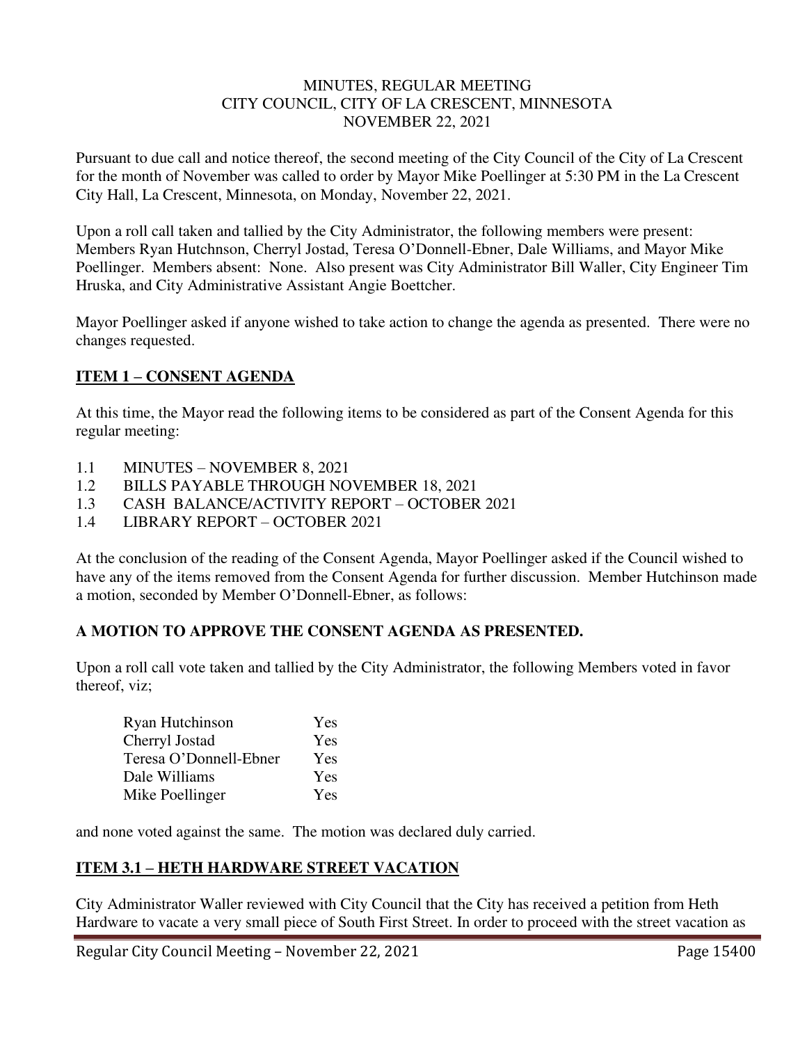MINUTES, REGULAR MEETING
CITY COUNCIL, CITY OF LA CRESCENT, MINNESOTA
NOVEMBER 22, 2021

Pursuant to due call and notice thereof, the second meeting of the City Council of the City of La Crescent for the month of November was called to order by Mayor Mike Poellinger at 5:30 PM in the La Crescent City Hall, La Crescent, Minnesota, on Monday, November 22, 2021.

Upon a roll call taken and tallied by the City Administrator, the following members were present: Members Ryan Hutchnson, Cherryl Jostad, Teresa O'Donnell-Ebner, Dale Williams, and Mayor Mike Poellinger. Members absent: None. Also present was City Administrator Bill Waller, City Engineer Tim Hruska, and City Administrative Assistant Angie Boettcher.

Mayor Poellinger asked if anyone wished to take action to change the agenda as presented. There were no changes requested.

## ITEM 1 – CONSENT AGENDA

At this time, the Mayor read the following items to be considered as part of the Consent Agenda for this regular meeting:

1.1 MINUTES – NOVEMBER 8, 2021
1.2 BILLS PAYABLE THROUGH NOVEMBER 18, 2021
1.3 CASH BALANCE/ACTIVITY REPORT – OCTOBER 2021
1.4 LIBRARY REPORT – OCTOBER 2021

At the conclusion of the reading of the Consent Agenda, Mayor Poellinger asked if the Council wished to have any of the items removed from the Consent Agenda for further discussion. Member Hutchinson made a motion, seconded by Member O'Donnell-Ebner, as follows:

**A MOTION TO APPROVE THE CONSENT AGENDA AS PRESENTED.**

Upon a roll call vote taken and tallied by the City Administrator, the following Members voted in favor thereof, viz;

| | |
|---|---|
| Ryan Hutchinson | Yes |
| Cherryl Jostad | Yes |
| Teresa O'Donnell-Ebner | Yes |
| Dale Williams | Yes |
| Mike Poellinger | Yes |

and none voted against the same. The motion was declared duly carried.

## ITEM 3.1 – HETH HARDWARE STREET VACATION

City Administrator Waller reviewed with City Council that the City has received a petition from Heth Hardware to vacate a very small piece of South First Street. In order to proceed with the street vacation as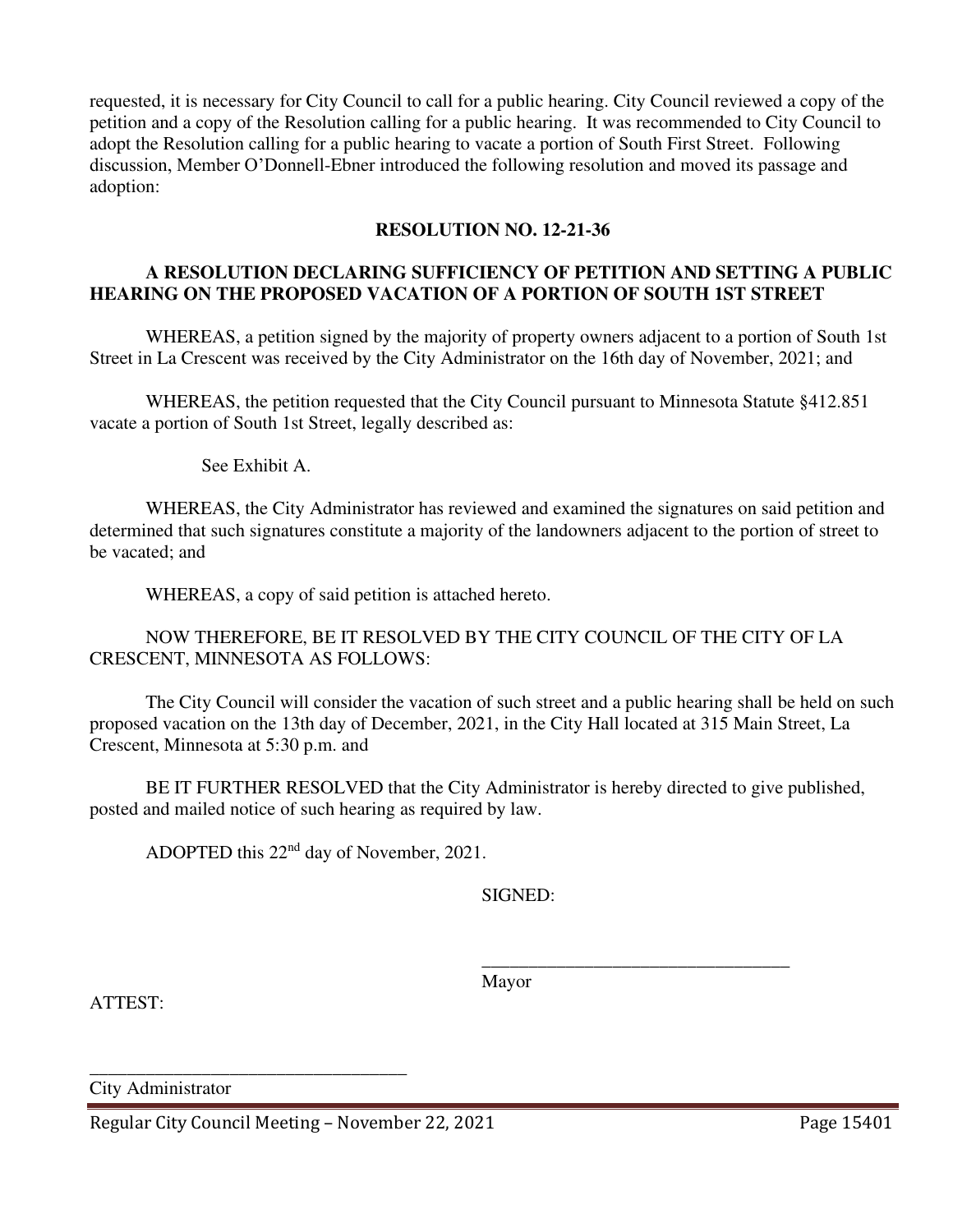requested, it is necessary for City Council to call for a public hearing. City Council reviewed a copy of the petition and a copy of the Resolution calling for a public hearing. It was recommended to City Council to adopt the Resolution calling for a public hearing to vacate a portion of South First Street. Following discussion, Member O'Donnell-Ebner introduced the following resolution and moved its passage and adoption:

**RESOLUTION NO. 12-21-36**

**A RESOLUTION DECLARING SUFFICIENCY OF PETITION AND SETTING A PUBLIC HEARING ON THE PROPOSED VACATION OF A PORTION OF SOUTH 1ST STREET**

WHEREAS, a petition signed by the majority of property owners adjacent to a portion of South 1st Street in La Crescent was received by the City Administrator on the 16th day of November, 2021; and

WHEREAS, the petition requested that the City Council pursuant to Minnesota Statute §412.851 vacate a portion of South 1st Street, legally described as:

See Exhibit A.

WHEREAS, the City Administrator has reviewed and examined the signatures on said petition and determined that such signatures constitute a majority of the landowners adjacent to the portion of street to be vacated; and

WHEREAS, a copy of said petition is attached hereto.

NOW THEREFORE, BE IT RESOLVED BY THE CITY COUNCIL OF THE CITY OF LA CRESCENT, MINNESOTA AS FOLLOWS:

The City Council will consider the vacation of such street and a public hearing shall be held on such proposed vacation on the 13th day of December, 2021, in the City Hall located at 315 Main Street, La Crescent, Minnesota at 5:30 p.m. and

BE IT FURTHER RESOLVED that the City Administrator is hereby directed to give published, posted and mailed notice of such hearing as required by law.

ADOPTED this 22nd day of November, 2021.

SIGNED:

\_\_\_\_\_\_\_\_\_\_\_\_\_\_\_\_\_\_\_\_\_\_\_\_\_\_\_\_\_\_\_\_\_\_
Mayor

ATTEST:

\_\_\_\_\_\_\_\_\_\_\_\_\_\_\_\_\_\_\_\_\_\_\_\_\_\_\_\_\_\_\_\_\_\_
City Administrator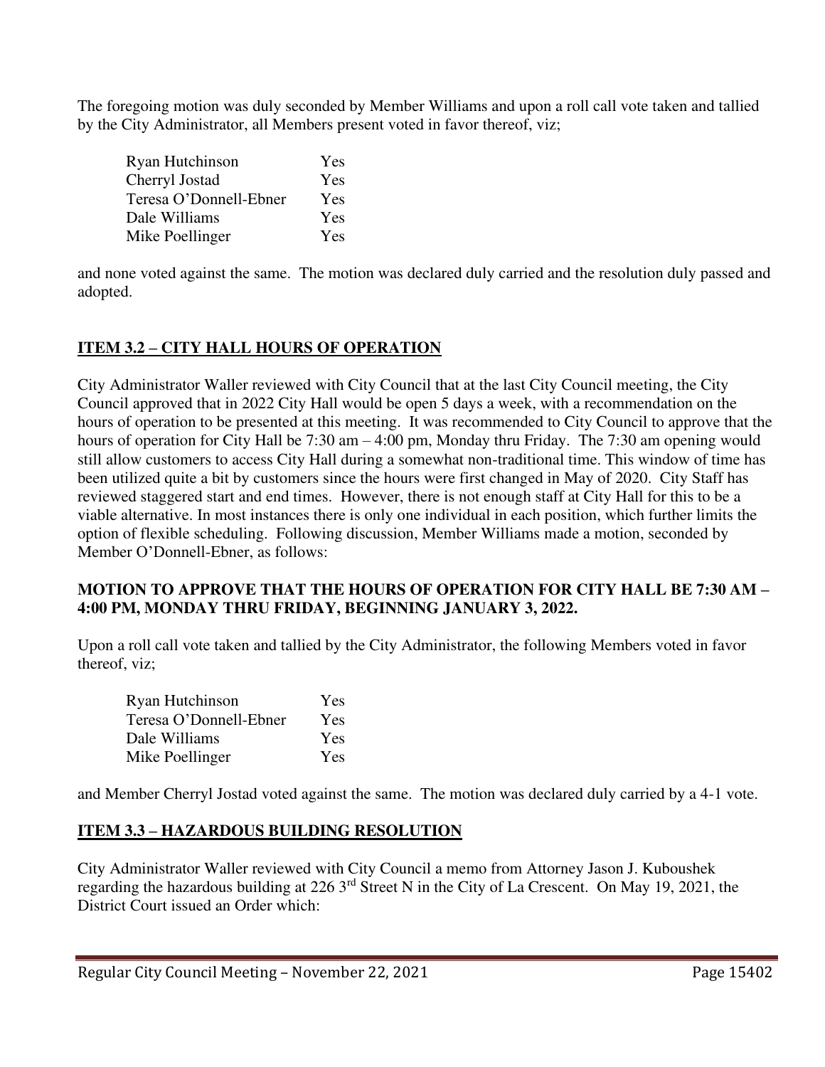The foregoing motion was duly seconded by Member Williams and upon a roll call vote taken and tallied by the City Administrator, all Members present voted in favor thereof, viz;

| | |
|---|---|
| Ryan Hutchinson | Yes |
| Cherryl Jostad | Yes |
| Teresa O'Donnell-Ebner | Yes |
| Dale Williams | Yes |
| Mike Poellinger | Yes |

and none voted against the same. The motion was declared duly carried and the resolution duly passed and adopted.

## ITEM 3.2 – CITY HALL HOURS OF OPERATION

City Administrator Waller reviewed with City Council that at the last City Council meeting, the City Council approved that in 2022 City Hall would be open 5 days a week, with a recommendation on the hours of operation to be presented at this meeting. It was recommended to City Council to approve that the hours of operation for City Hall be 7:30 am – 4:00 pm, Monday thru Friday. The 7:30 am opening would still allow customers to access City Hall during a somewhat non-traditional time. This window of time has been utilized quite a bit by customers since the hours were first changed in May of 2020. City Staff has reviewed staggered start and end times. However, there is not enough staff at City Hall for this to be a viable alternative. In most instances there is only one individual in each position, which further limits the option of flexible scheduling. Following discussion, Member Williams made a motion, seconded by Member O'Donnell-Ebner, as follows:

**MOTION TO APPROVE THAT THE HOURS OF OPERATION FOR CITY HALL BE 7:30 AM – 4:00 PM, MONDAY THRU FRIDAY, BEGINNING JANUARY 3, 2022.**

Upon a roll call vote taken and tallied by the City Administrator, the following Members voted in favor thereof, viz;

| | |
|---|---|
| Ryan Hutchinson | Yes |
| Teresa O'Donnell-Ebner | Yes |
| Dale Williams | Yes |
| Mike Poellinger | Yes |

and Member Cherryl Jostad voted against the same. The motion was declared duly carried by a 4-1 vote.

## ITEM 3.3 – HAZARDOUS BUILDING RESOLUTION

City Administrator Waller reviewed with City Council a memo from Attorney Jason J. Kuboushek regarding the hazardous building at 226 3rd Street N in the City of La Crescent. On May 19, 2021, the District Court issued an Order which: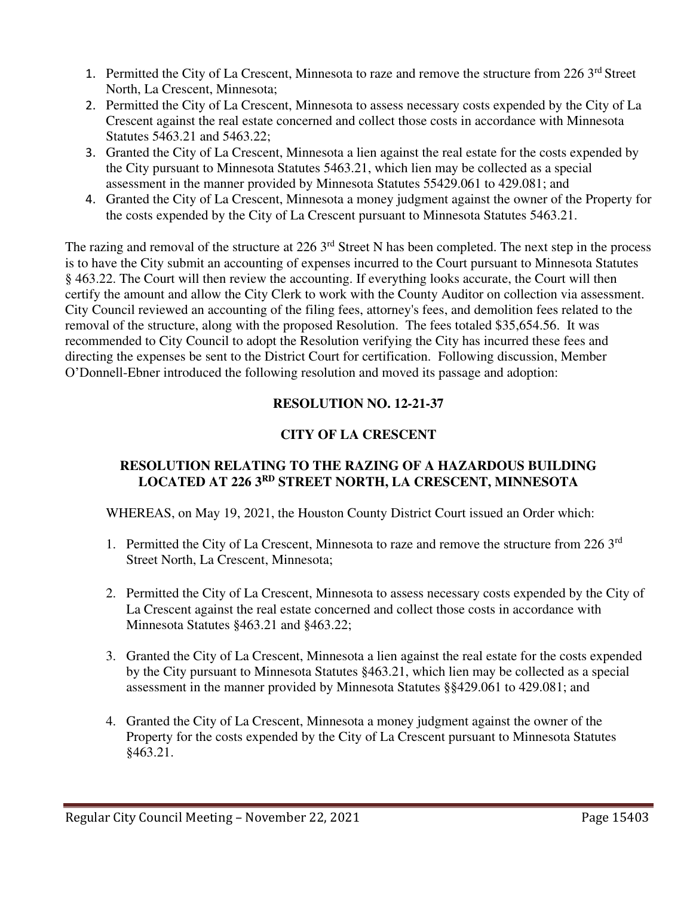1. Permitted the City of La Crescent, Minnesota to raze and remove the structure from 226 3rd Street North, La Crescent, Minnesota;
2. Permitted the City of La Crescent, Minnesota to assess necessary costs expended by the City of La Crescent against the real estate concerned and collect those costs in accordance with Minnesota Statutes 5463.21 and 5463.22;
3. Granted the City of La Crescent, Minnesota a lien against the real estate for the costs expended by the City pursuant to Minnesota Statutes 5463.21, which lien may be collected as a special assessment in the manner provided by Minnesota Statutes 55429.061 to 429.081; and
4. Granted the City of La Crescent, Minnesota a money judgment against the owner of the Property for the costs expended by the City of La Crescent pursuant to Minnesota Statutes 5463.21.

The razing and removal of the structure at 226 3rd Street N has been completed. The next step in the process is to have the City submit an accounting of expenses incurred to the Court pursuant to Minnesota Statutes § 463.22. The Court will then review the accounting. If everything looks accurate, the Court will then certify the amount and allow the City Clerk to work with the County Auditor on collection via assessment. City Council reviewed an accounting of the filing fees, attorney's fees, and demolition fees related to the removal of the structure, along with the proposed Resolution. The fees totaled $35,654.56. It was recommended to City Council to adopt the Resolution verifying the City has incurred these fees and directing the expenses be sent to the District Court for certification. Following discussion, Member O'Donnell-Ebner introduced the following resolution and moved its passage and adoption:

**RESOLUTION NO. 12-21-37**

**CITY OF LA CRESCENT**

**RESOLUTION RELATING TO THE RAZING OF A HAZARDOUS BUILDING LOCATED AT 226 3RD STREET NORTH, LA CRESCENT, MINNESOTA**

WHEREAS, on May 19, 2021, the Houston County District Court issued an Order which:

1. Permitted the City of La Crescent, Minnesota to raze and remove the structure from 226 3rd Street North, La Crescent, Minnesota;

2. Permitted the City of La Crescent, Minnesota to assess necessary costs expended by the City of La Crescent against the real estate concerned and collect those costs in accordance with Minnesota Statutes §463.21 and §463.22;

3. Granted the City of La Crescent, Minnesota a lien against the real estate for the costs expended by the City pursuant to Minnesota Statutes §463.21, which lien may be collected as a special assessment in the manner provided by Minnesota Statutes §§429.061 to 429.081; and

4. Granted the City of La Crescent, Minnesota a money judgment against the owner of the Property for the costs expended by the City of La Crescent pursuant to Minnesota Statutes §463.21.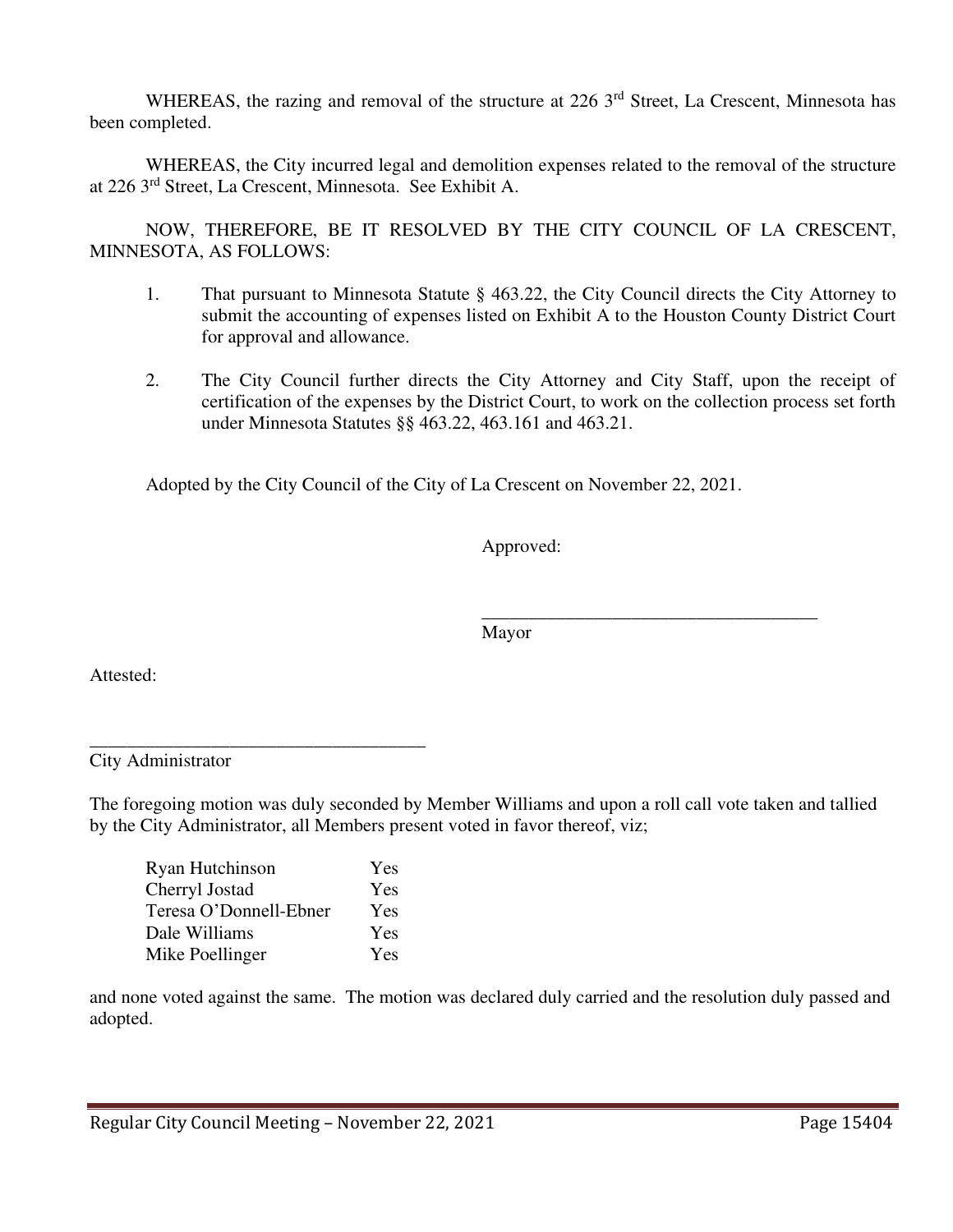WHEREAS, the razing and removal of the structure at 226 3rd Street, La Crescent, Minnesota has been completed.

WHEREAS, the City incurred legal and demolition expenses related to the removal of the structure at 226 3rd Street, La Crescent, Minnesota. See Exhibit A.

NOW, THEREFORE, BE IT RESOLVED BY THE CITY COUNCIL OF LA CRESCENT, MINNESOTA, AS FOLLOWS:

1. That pursuant to Minnesota Statute § 463.22, the City Council directs the City Attorney to submit the accounting of expenses listed on Exhibit A to the Houston County District Court for approval and allowance.

2. The City Council further directs the City Attorney and City Staff, upon the receipt of certification of the expenses by the District Court, to work on the collection process set forth under Minnesota Statutes §§ 463.22, 463.161 and 463.21.

Adopted by the City Council of the City of La Crescent on November 22, 2021.

Approved:

_____________________________________
Mayor

Attested:

_____________________________________
City Administrator

The foregoing motion was duly seconded by Member Williams and upon a roll call vote taken and tallied by the City Administrator, all Members present voted in favor thereof, viz;

| | |
|---|---|
| Ryan Hutchinson | Yes |
| Cherryl Jostad | Yes |
| Teresa O'Donnell-Ebner | Yes |
| Dale Williams | Yes |
| Mike Poellinger | Yes |

and none voted against the same. The motion was declared duly carried and the resolution duly passed and adopted.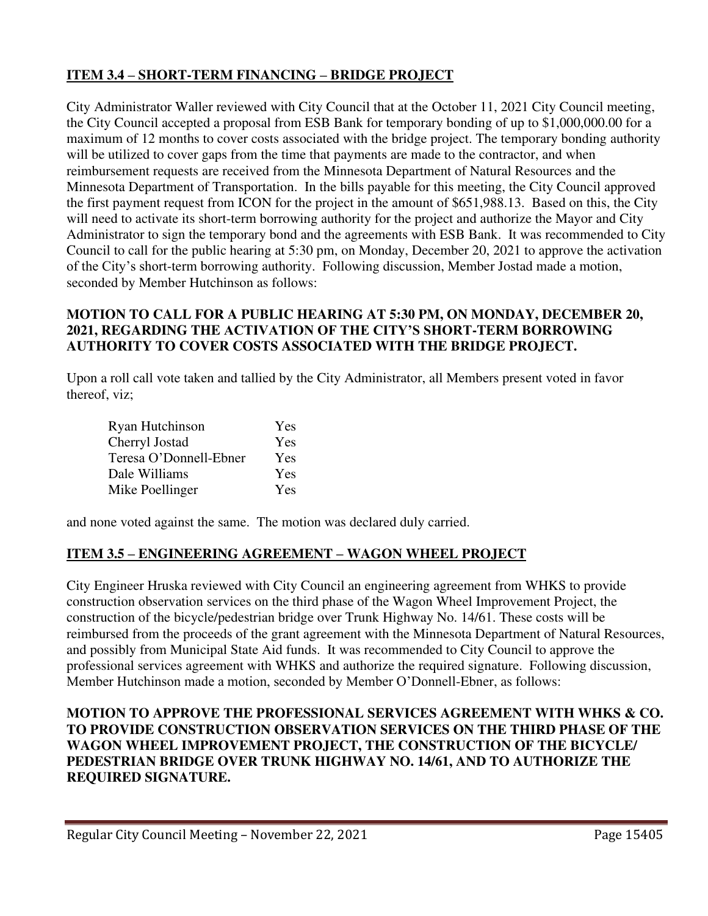## **ITEM 3.4 – SHORT-TERM FINANCING – BRIDGE PROJECT**

City Administrator Waller reviewed with City Council that at the October 11, 2021 City Council meeting, the City Council accepted a proposal from ESB Bank for temporary bonding of up to $1,000,000.00 for a maximum of 12 months to cover costs associated with the bridge project. The temporary bonding authority will be utilized to cover gaps from the time that payments are made to the contractor, and when reimbursement requests are received from the Minnesota Department of Natural Resources and the Minnesota Department of Transportation. In the bills payable for this meeting, the City Council approved the first payment request from ICON for the project in the amount of $651,988.13. Based on this, the City will need to activate its short-term borrowing authority for the project and authorize the Mayor and City Administrator to sign the temporary bond and the agreements with ESB Bank. It was recommended to City Council to call for the public hearing at 5:30 pm, on Monday, December 20, 2021 to approve the activation of the City's short-term borrowing authority. Following discussion, Member Jostad made a motion, seconded by Member Hutchinson as follows:

**MOTION TO CALL FOR A PUBLIC HEARING AT 5:30 PM, ON MONDAY, DECEMBER 20, 2021, REGARDING THE ACTIVATION OF THE CITY'S SHORT-TERM BORROWING AUTHORITY TO COVER COSTS ASSOCIATED WITH THE BRIDGE PROJECT.**

Upon a roll call vote taken and tallied by the City Administrator, all Members present voted in favor thereof, viz;

| | |
|---|---|
| Ryan Hutchinson | Yes |
| Cherryl Jostad | Yes |
| Teresa O'Donnell-Ebner | Yes |
| Dale Williams | Yes |
| Mike Poellinger | Yes |

and none voted against the same. The motion was declared duly carried.

## **ITEM 3.5 – ENGINEERING AGREEMENT – WAGON WHEEL PROJECT**

City Engineer Hruska reviewed with City Council an engineering agreement from WHKS to provide construction observation services on the third phase of the Wagon Wheel Improvement Project, the construction of the bicycle/pedestrian bridge over Trunk Highway No. 14/61. These costs will be reimbursed from the proceeds of the grant agreement with the Minnesota Department of Natural Resources, and possibly from Municipal State Aid funds. It was recommended to City Council to approve the professional services agreement with WHKS and authorize the required signature. Following discussion, Member Hutchinson made a motion, seconded by Member O'Donnell-Ebner, as follows:

**MOTION TO APPROVE THE PROFESSIONAL SERVICES AGREEMENT WITH WHKS & CO. TO PROVIDE CONSTRUCTION OBSERVATION SERVICES ON THE THIRD PHASE OF THE WAGON WHEEL IMPROVEMENT PROJECT, THE CONSTRUCTION OF THE BICYCLE/ PEDESTRIAN BRIDGE OVER TRUNK HIGHWAY NO. 14/61, AND TO AUTHORIZE THE REQUIRED SIGNATURE.**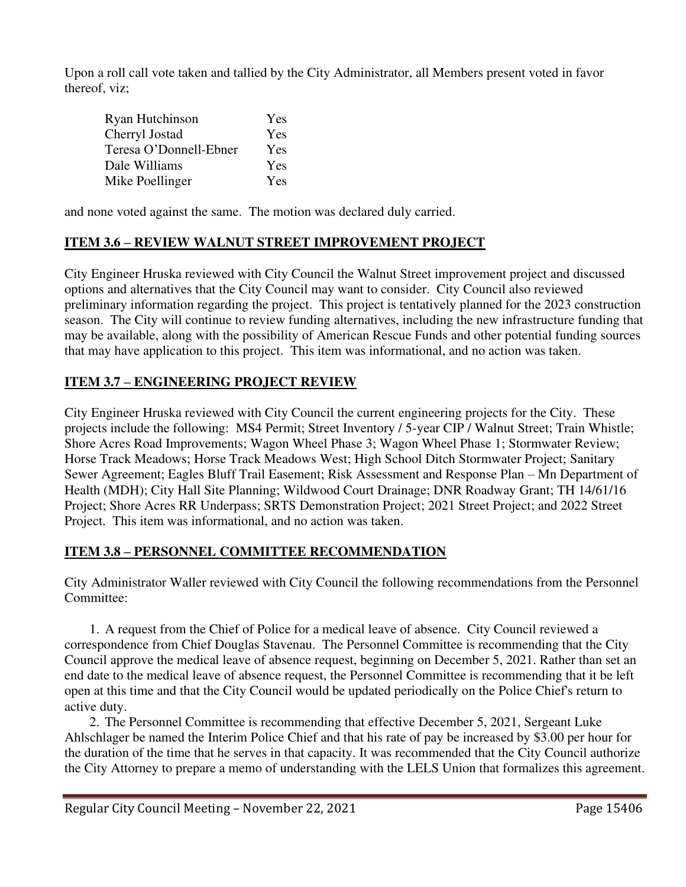Upon a roll call vote taken and tallied by the City Administrator, all Members present voted in favor thereof, viz;

| | |
|---|---|
| Ryan Hutchinson | Yes |
| Cherryl Jostad | Yes |
| Teresa O'Donnell-Ebner | Yes |
| Dale Williams | Yes |
| Mike Poellinger | Yes |

and none voted against the same. The motion was declared duly carried.

## ITEM 3.6 – REVIEW WALNUT STREET IMPROVEMENT PROJECT

City Engineer Hruska reviewed with City Council the Walnut Street improvement project and discussed options and alternatives that the City Council may want to consider. City Council also reviewed preliminary information regarding the project. This project is tentatively planned for the 2023 construction season. The City will continue to review funding alternatives, including the new infrastructure funding that may be available, along with the possibility of American Rescue Funds and other potential funding sources that may have application to this project. This item was informational, and no action was taken.

## ITEM 3.7 – ENGINEERING PROJECT REVIEW

City Engineer Hruska reviewed with City Council the current engineering projects for the City. These projects include the following: MS4 Permit; Street Inventory / 5-year CIP / Walnut Street; Train Whistle; Shore Acres Road Improvements; Wagon Wheel Phase 3; Wagon Wheel Phase 1; Stormwater Review; Horse Track Meadows; Horse Track Meadows West; High School Ditch Stormwater Project; Sanitary Sewer Agreement; Eagles Bluff Trail Easement; Risk Assessment and Response Plan – Mn Department of Health (MDH); City Hall Site Planning; Wildwood Court Drainage; DNR Roadway Grant; TH 14/61/16 Project; Shore Acres RR Underpass; SRTS Demonstration Project; 2021 Street Project; and 2022 Street Project. This item was informational, and no action was taken.

## ITEM 3.8 – PERSONNEL COMMITTEE RECOMMENDATION

City Administrator Waller reviewed with City Council the following recommendations from the Personnel Committee:

1. A request from the Chief of Police for a medical leave of absence. City Council reviewed a correspondence from Chief Douglas Stavenau. The Personnel Committee is recommending that the City Council approve the medical leave of absence request, beginning on December 5, 2021. Rather than set an end date to the medical leave of absence request, the Personnel Committee is recommending that it be left open at this time and that the City Council would be updated periodically on the Police Chief's return to active duty.
2. The Personnel Committee is recommending that effective December 5, 2021, Sergeant Luke Ahlschlager be named the Interim Police Chief and that his rate of pay be increased by $3.00 per hour for the duration of the time that he serves in that capacity. It was recommended that the City Council authorize the City Attorney to prepare a memo of understanding with the LELS Union that formalizes this agreement.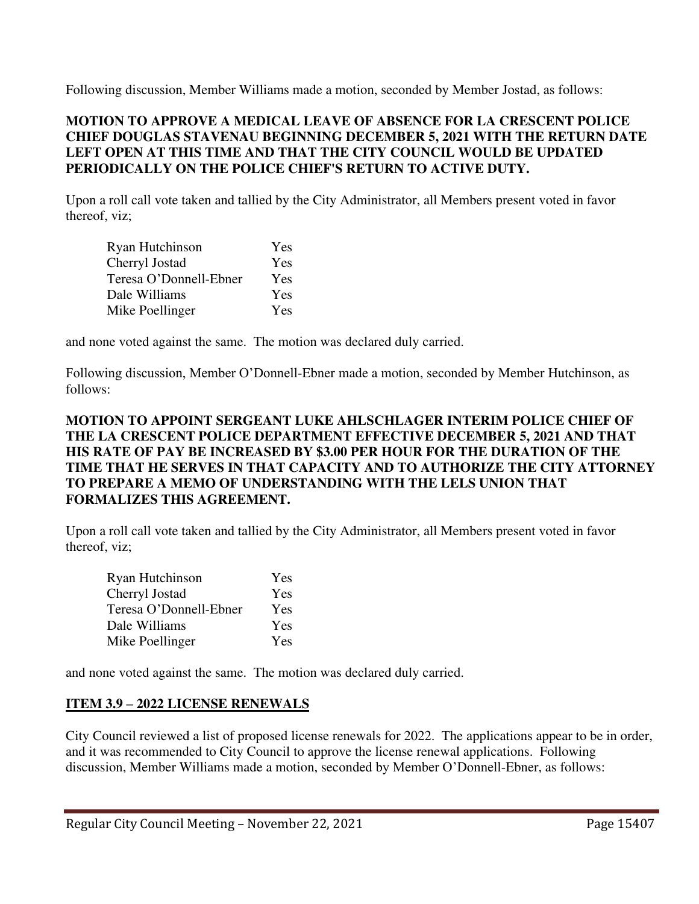Following discussion, Member Williams made a motion, seconded by Member Jostad, as follows:

**MOTION TO APPROVE A MEDICAL LEAVE OF ABSENCE FOR LA CRESCENT POLICE CHIEF DOUGLAS STAVENAU BEGINNING DECEMBER 5, 2021 WITH THE RETURN DATE LEFT OPEN AT THIS TIME AND THAT THE CITY COUNCIL WOULD BE UPDATED PERIODICALLY ON THE POLICE CHIEF'S RETURN TO ACTIVE DUTY.**

Upon a roll call vote taken and tallied by the City Administrator, all Members present voted in favor thereof, viz;

| | |
|---|---|
| Ryan Hutchinson | Yes |
| Cherryl Jostad | Yes |
| Teresa O'Donnell-Ebner | Yes |
| Dale Williams | Yes |
| Mike Poellinger | Yes |

and none voted against the same. The motion was declared duly carried.

Following discussion, Member O'Donnell-Ebner made a motion, seconded by Member Hutchinson, as follows:

**MOTION TO APPOINT SERGEANT LUKE AHLSCHLAGER INTERIM POLICE CHIEF OF THE LA CRESCENT POLICE DEPARTMENT EFFECTIVE DECEMBER 5, 2021 AND THAT HIS RATE OF PAY BE INCREASED BY $3.00 PER HOUR FOR THE DURATION OF THE TIME THAT HE SERVES IN THAT CAPACITY AND TO AUTHORIZE THE CITY ATTORNEY TO PREPARE A MEMO OF UNDERSTANDING WITH THE LELS UNION THAT FORMALIZES THIS AGREEMENT.**

Upon a roll call vote taken and tallied by the City Administrator, all Members present voted in favor thereof, viz;

| | |
|---|---|
| Ryan Hutchinson | Yes |
| Cherryl Jostad | Yes |
| Teresa O'Donnell-Ebner | Yes |
| Dale Williams | Yes |
| Mike Poellinger | Yes |

and none voted against the same. The motion was declared duly carried.

## ITEM 3.9 – 2022 LICENSE RENEWALS

City Council reviewed a list of proposed license renewals for 2022. The applications appear to be in order, and it was recommended to City Council to approve the license renewal applications. Following discussion, Member Williams made a motion, seconded by Member O'Donnell-Ebner, as follows: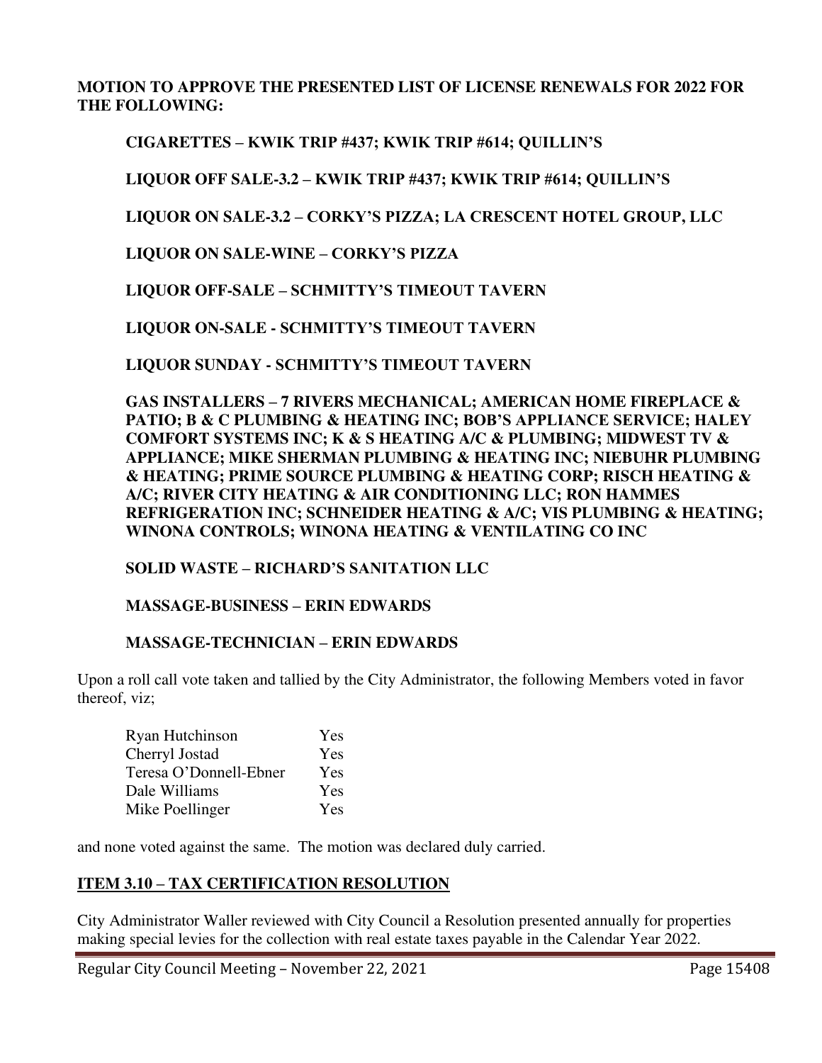**MOTION TO APPROVE THE PRESENTED LIST OF LICENSE RENEWALS FOR 2022 FOR THE FOLLOWING:**

**CIGARETTES – KWIK TRIP #437; KWIK TRIP #614; QUILLIN'S**

**LIQUOR OFF SALE-3.2 – KWIK TRIP #437; KWIK TRIP #614; QUILLIN'S**

**LIQUOR ON SALE-3.2 – CORKY'S PIZZA; LA CRESCENT HOTEL GROUP, LLC**

**LIQUOR ON SALE-WINE – CORKY'S PIZZA**

**LIQUOR OFF-SALE – SCHMITTY'S TIMEOUT TAVERN**

**LIQUOR ON-SALE - SCHMITTY'S TIMEOUT TAVERN**

**LIQUOR SUNDAY - SCHMITTY'S TIMEOUT TAVERN**

**GAS INSTALLERS – 7 RIVERS MECHANICAL; AMERICAN HOME FIREPLACE & PATIO; B & C PLUMBING & HEATING INC; BOB'S APPLIANCE SERVICE; HALEY COMFORT SYSTEMS INC; K & S HEATING A/C & PLUMBING; MIDWEST TV & APPLIANCE; MIKE SHERMAN PLUMBING & HEATING INC; NIEBUHR PLUMBING & HEATING; PRIME SOURCE PLUMBING & HEATING CORP; RISCH HEATING & A/C; RIVER CITY HEATING & AIR CONDITIONING LLC; RON HAMMES REFRIGERATION INC; SCHNEIDER HEATING & A/C; VIS PLUMBING & HEATING; WINONA CONTROLS; WINONA HEATING & VENTILATING CO INC**

**SOLID WASTE – RICHARD'S SANITATION LLC**

**MASSAGE-BUSINESS – ERIN EDWARDS**

**MASSAGE-TECHNICIAN – ERIN EDWARDS**

Upon a roll call vote taken and tallied by the City Administrator, the following Members voted in favor thereof, viz;

| | |
|---|---|
| Ryan Hutchinson | Yes |
| Cherryl Jostad | Yes |
| Teresa O'Donnell-Ebner | Yes |
| Dale Williams | Yes |
| Mike Poellinger | Yes |

and none voted against the same. The motion was declared duly carried.

## ITEM 3.10 – TAX CERTIFICATION RESOLUTION

City Administrator Waller reviewed with City Council a Resolution presented annually for properties making special levies for the collection with real estate taxes payable in the Calendar Year 2022.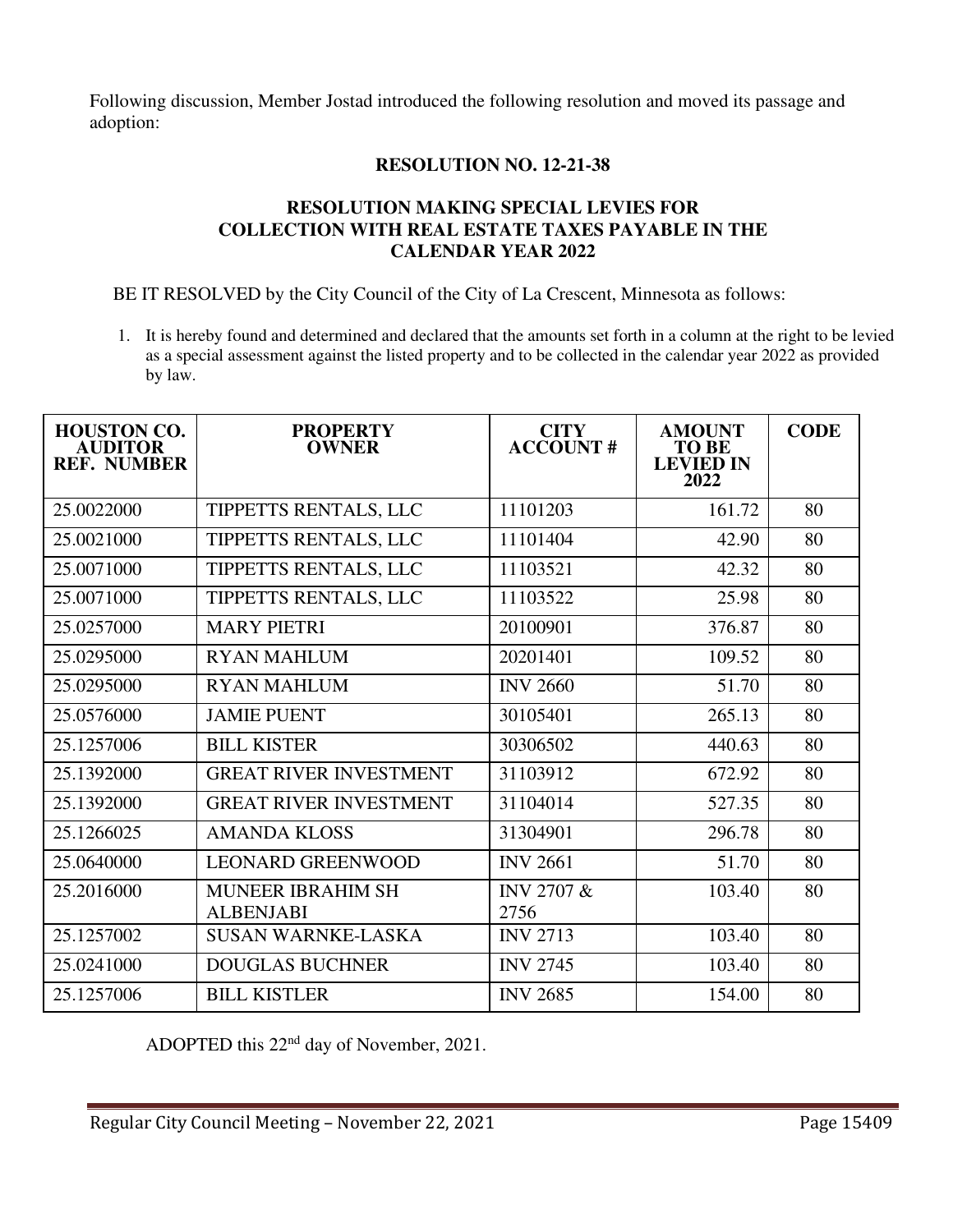Following discussion, Member Jostad introduced the following resolution and moved its passage and adoption:

**RESOLUTION NO. 12-21-38**

**RESOLUTION MAKING SPECIAL LEVIES FOR COLLECTION WITH REAL ESTATE TAXES PAYABLE IN THE CALENDAR YEAR 2022**

BE IT RESOLVED by the City Council of the City of La Crescent, Minnesota as follows:

1. It is hereby found and determined and declared that the amounts set forth in a column at the right to be levied as a special assessment against the listed property and to be collected in the calendar year 2022 as provided by law.

| HOUSTON CO. AUDITOR REF. NUMBER | PROPERTY OWNER | CITY ACCOUNT # | AMOUNT TO BE LEVIED IN 2022 | CODE |
|---|---|---|---:|---|
| 25.0022000 | TIPPETTS RENTALS, LLC | 11101203 | 161.72 | 80 |
| 25.0021000 | TIPPETTS RENTALS, LLC | 11101404 | 42.90 | 80 |
| 25.0071000 | TIPPETTS RENTALS, LLC | 11103521 | 42.32 | 80 |
| 25.0071000 | TIPPETTS RENTALS, LLC | 11103522 | 25.98 | 80 |
| 25.0257000 | MARY PIETRI | 20100901 | 376.87 | 80 |
| 25.0295000 | RYAN MAHLUM | 20201401 | 109.52 | 80 |
| 25.0295000 | RYAN MAHLUM | INV 2660 | 51.70 | 80 |
| 25.0576000 | JAMIE PUENT | 30105401 | 265.13 | 80 |
| 25.1257006 | BILL KISTER | 30306502 | 440.63 | 80 |
| 25.1392000 | GREAT RIVER INVESTMENT | 31103912 | 672.92 | 80 |
| 25.1392000 | GREAT RIVER INVESTMENT | 31104014 | 527.35 | 80 |
| 25.1266025 | AMANDA KLOSS | 31304901 | 296.78 | 80 |
| 25.0640000 | LEONARD GREENWOOD | INV 2661 | 51.70 | 80 |
| 25.2016000 | MUNEER IBRAHIM SH ALBENJABI | INV 2707 & 2756 | 103.40 | 80 |
| 25.1257002 | SUSAN WARNKE-LASKA | INV 2713 | 103.40 | 80 |
| 25.0241000 | DOUGLAS BUCHNER | INV 2745 | 103.40 | 80 |
| 25.1257006 | BILL KISTLER | INV 2685 | 154.00 | 80 |

ADOPTED this 22nd day of November, 2021.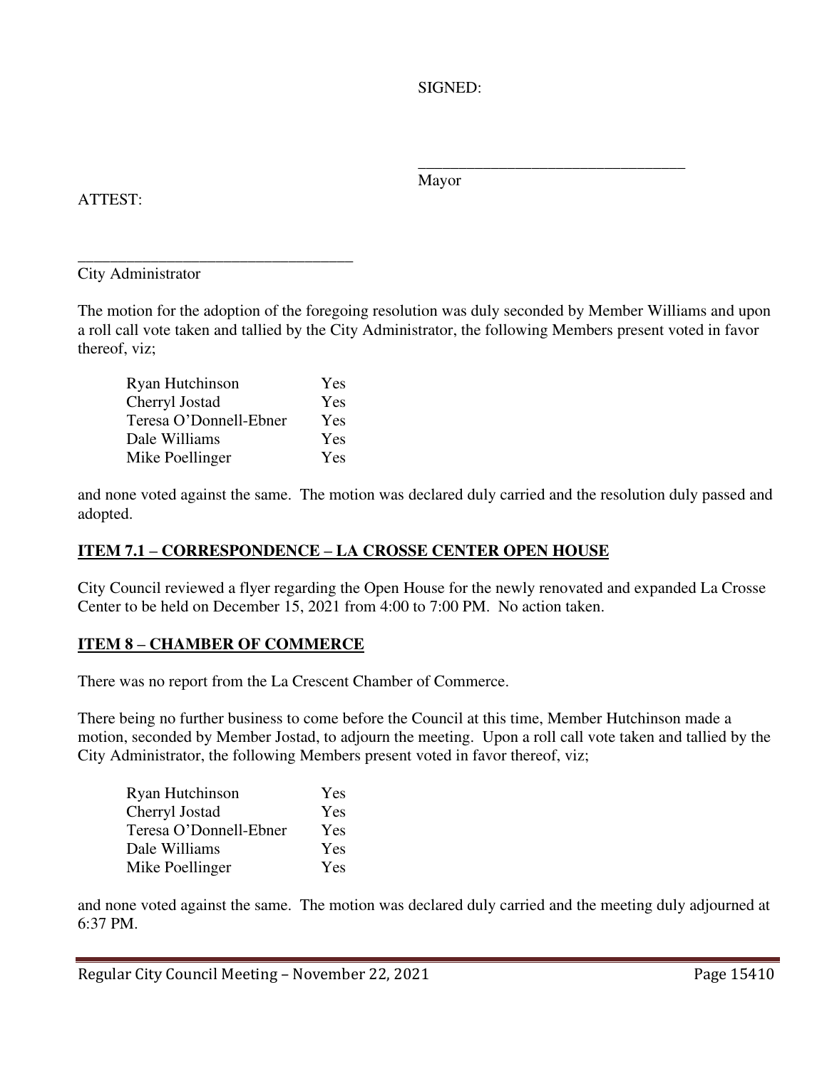SIGNED:

\_\_\_\_\_\_\_\_\_\_\_\_\_\_\_\_\_\_\_\_\_\_\_\_\_\_\_\_\_\_\_\_\_

Mayor

ATTEST:

\_\_\_\_\_\_\_\_\_\_\_\_\_\_\_\_\_\_\_\_\_\_\_\_\_\_\_\_\_\_\_\_\_\_

City Administrator

The motion for the adoption of the foregoing resolution was duly seconded by Member Williams and upon a roll call vote taken and tallied by the City Administrator, the following Members present voted in favor thereof, viz;

| | |
|---|---|
| Ryan Hutchinson | Yes |
| Cherryl Jostad | Yes |
| Teresa O'Donnell-Ebner | Yes |
| Dale Williams | Yes |
| Mike Poellinger | Yes |

and none voted against the same. The motion was declared duly carried and the resolution duly passed and adopted.

## ITEM 7.1 – CORRESPONDENCE – LA CROSSE CENTER OPEN HOUSE

City Council reviewed a flyer regarding the Open House for the newly renovated and expanded La Crosse Center to be held on December 15, 2021 from 4:00 to 7:00 PM. No action taken.

## ITEM 8 – CHAMBER OF COMMERCE

There was no report from the La Crescent Chamber of Commerce.

There being no further business to come before the Council at this time, Member Hutchinson made a motion, seconded by Member Jostad, to adjourn the meeting. Upon a roll call vote taken and tallied by the City Administrator, the following Members present voted in favor thereof, viz;

| | |
|---|---|
| Ryan Hutchinson | Yes |
| Cherryl Jostad | Yes |
| Teresa O'Donnell-Ebner | Yes |
| Dale Williams | Yes |
| Mike Poellinger | Yes |

and none voted against the same. The motion was declared duly carried and the meeting duly adjourned at 6:37 PM.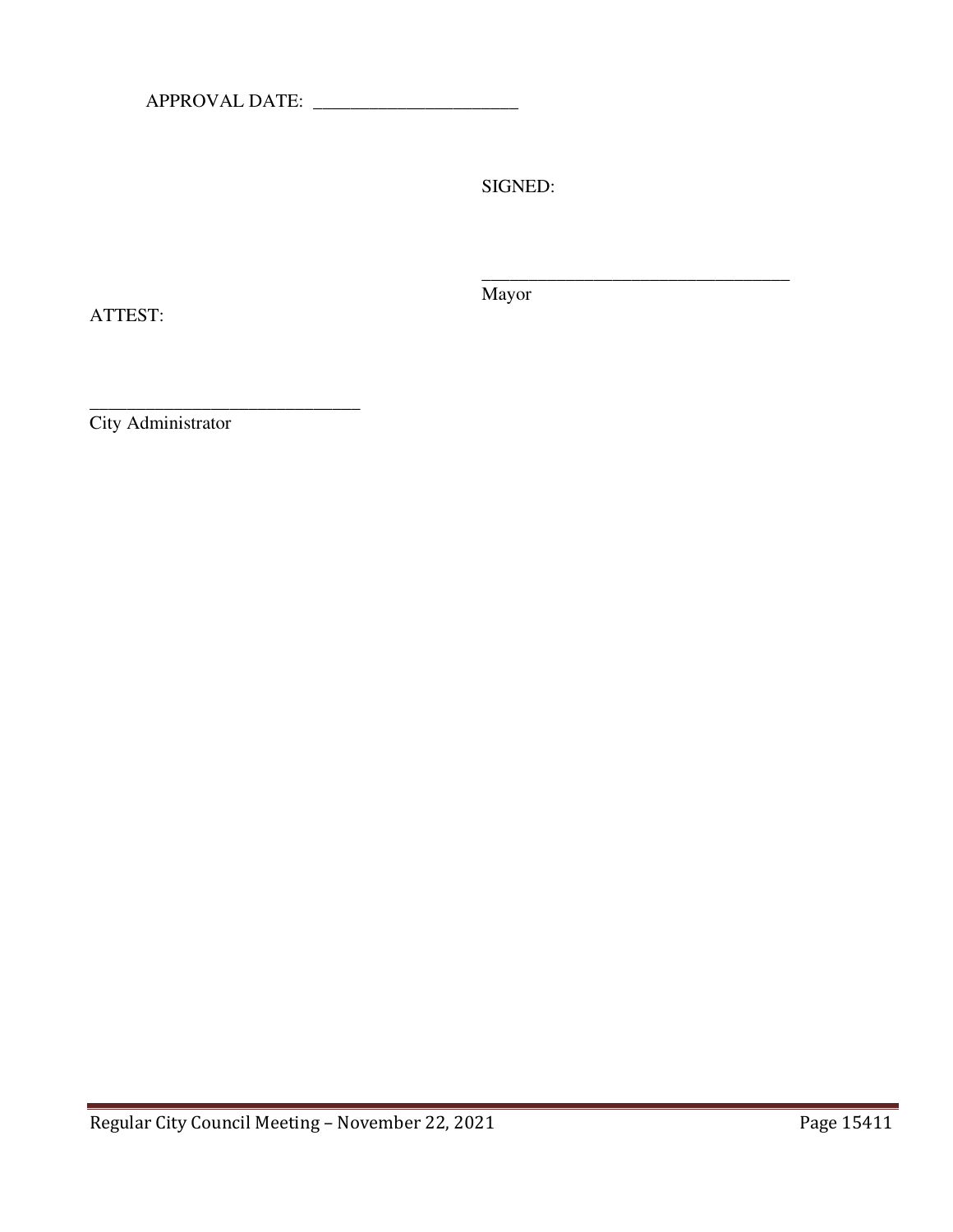APPROVAL DATE: ______________________

SIGNED:

__________________________________
Mayor

ATTEST:

______________________________
City Administrator